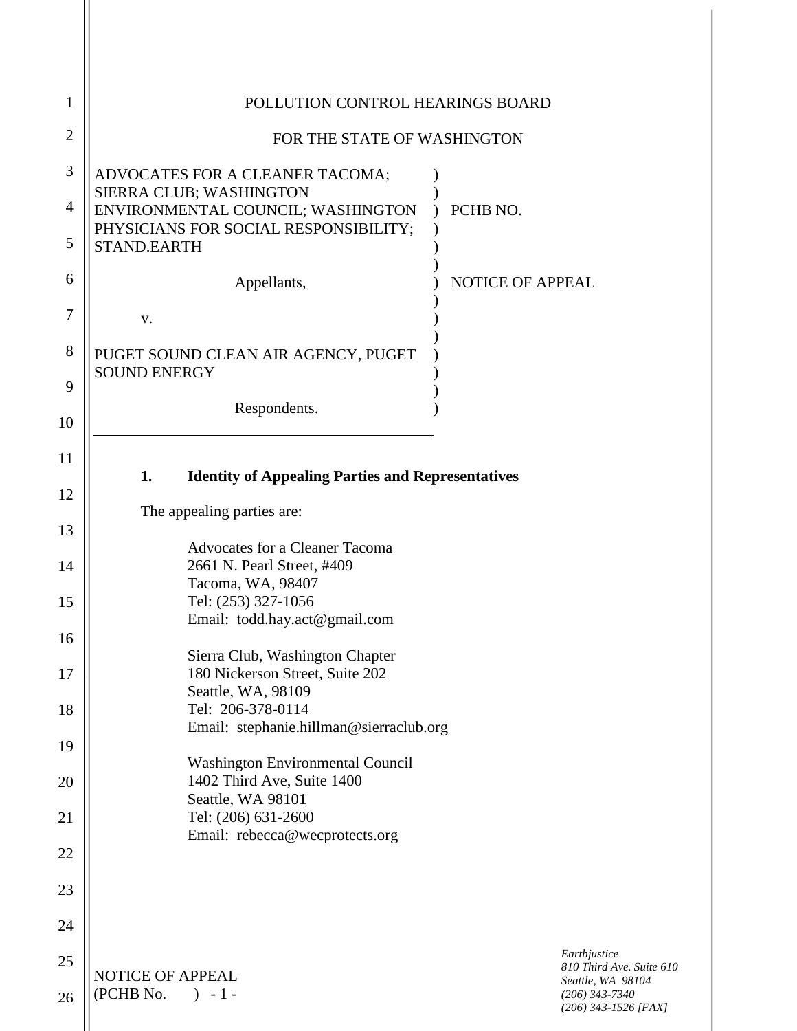POLLUTION CONTROL HEARINGS BOARD

FOR THE STATE OF WASHINGTON

| | | |
|---|---|---|
| ADVOCATES FOR A CLEANER TACOMA; SIERRA CLUB; WASHINGTON ENVIRONMENTAL COUNCIL; WASHINGTON PHYSICIANS FOR SOCIAL RESPONSIBILITY; STAND.EARTH | ) | PCHB NO. |
| Appellants, | ) | NOTICE OF APPEAL |
| v. | ) | |
| PUGET SOUND CLEAN AIR AGENCY, PUGET SOUND ENERGY | ) | |
| Respondents. | ) | |

### 1. Identity of Appealing Parties and Representatives

The appealing parties are:

Advocates for a Cleaner Tacoma
2661 N. Pearl Street, #409
Tacoma, WA, 98407
Tel: (253) 327-1056
Email: todd.hay.act@gmail.com

Sierra Club, Washington Chapter
180 Nickerson Street, Suite 202
Seattle, WA, 98109
Tel: 206-378-0114
Email: stephanie.hillman@sierraclub.org

Washington Environmental Council
1402 Third Ave, Suite 1400
Seattle, WA 98101
Tel: (206) 631-2600
Email: rebecca@wecprotects.org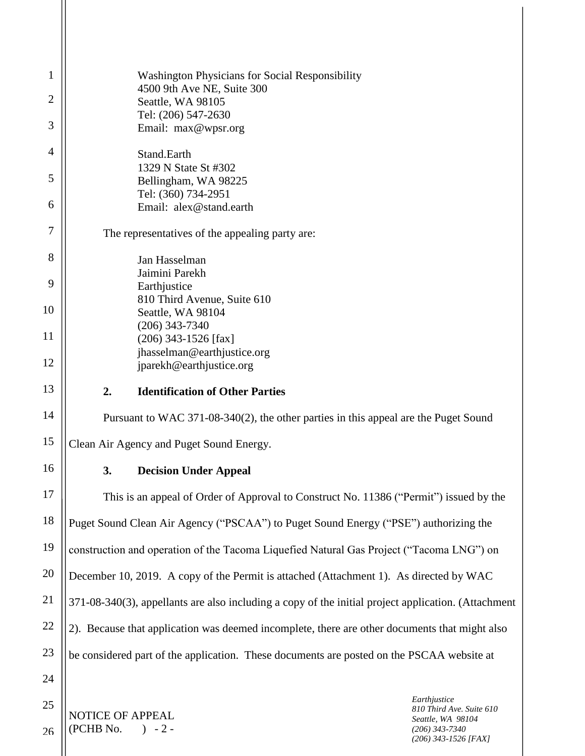Washington Physicians for Social Responsibility
4500 9th Ave NE, Suite 300
Seattle, WA 98105
Tel: (206) 547-2630
Email: max@wpsr.org

Stand.Earth
1329 N State St #302
Bellingham, WA 98225
Tel: (360) 734-2951
Email: alex@stand.earth

The representatives of the appealing party are:

Jan Hasselman
Jaimini Parekh
Earthjustice
810 Third Avenue, Suite 610
Seattle, WA 98104
(206) 343-7340
(206) 343-1526 [fax]
jhasselman@earthjustice.org
jparekh@earthjustice.org

## 2. Identification of Other Parties

Pursuant to WAC 371-08-340(2), the other parties in this appeal are the Puget Sound Clean Air Agency and Puget Sound Energy.

## 3. Decision Under Appeal

This is an appeal of Order of Approval to Construct No. 11386 ("Permit") issued by the Puget Sound Clean Air Agency ("PSCAA") to Puget Sound Energy ("PSE") authorizing the construction and operation of the Tacoma Liquefied Natural Gas Project ("Tacoma LNG") on December 10, 2019. A copy of the Permit is attached (Attachment 1). As directed by WAC 371-08-340(3), appellants are also including a copy of the initial project application. (Attachment 2). Because that application was deemed incomplete, there are other documents that might also be considered part of the application. These documents are posted on the PSCAA website at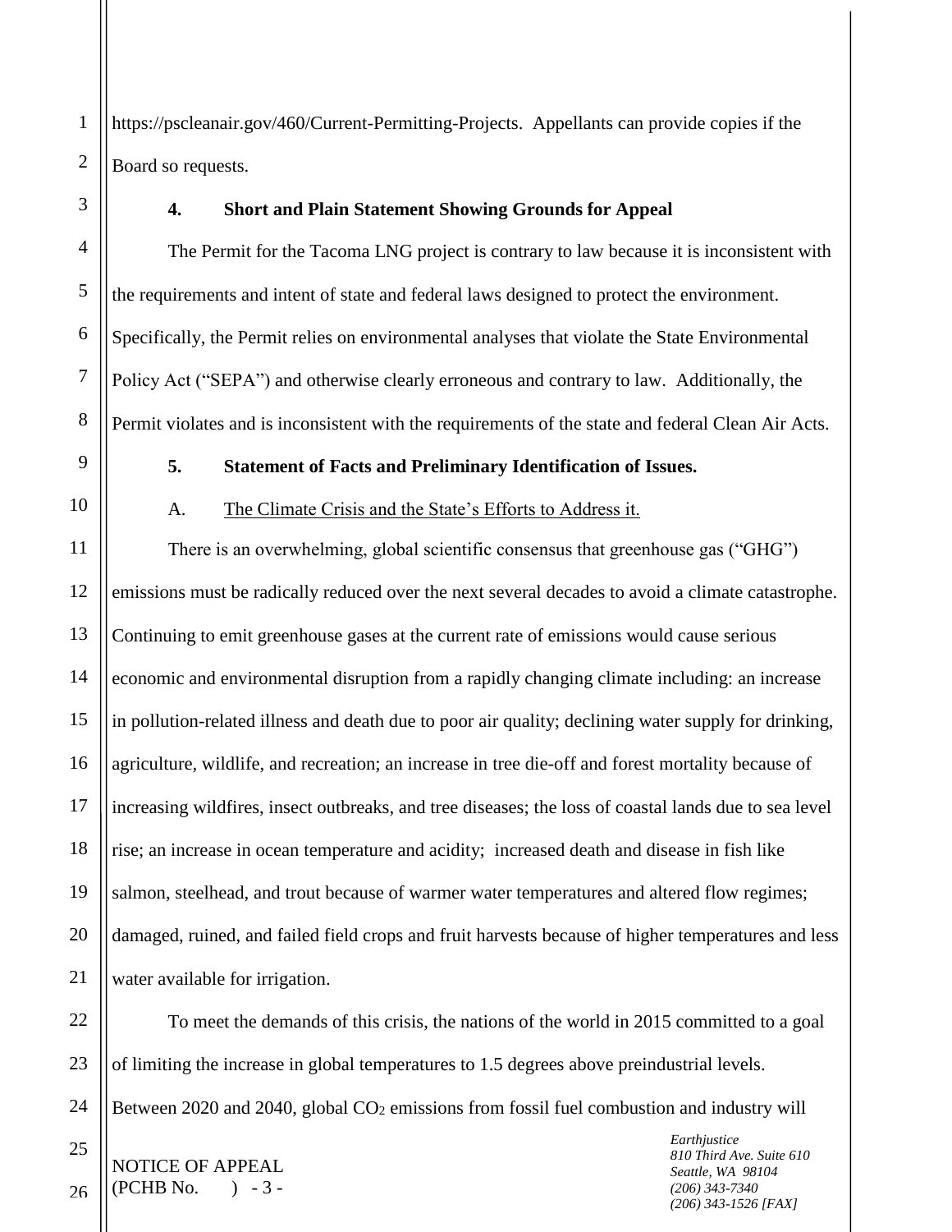https://pscleanair.gov/460/Current-Permitting-Projects. Appellants can provide copies if the Board so requests.

### 4. Short and Plain Statement Showing Grounds for Appeal

The Permit for the Tacoma LNG project is contrary to law because it is inconsistent with the requirements and intent of state and federal laws designed to protect the environment. Specifically, the Permit relies on environmental analyses that violate the State Environmental Policy Act ("SEPA") and otherwise clearly erroneous and contrary to law. Additionally, the Permit violates and is inconsistent with the requirements of the state and federal Clean Air Acts.

### 5. Statement of Facts and Preliminary Identification of Issues.

A. The Climate Crisis and the State's Efforts to Address it.

There is an overwhelming, global scientific consensus that greenhouse gas ("GHG") emissions must be radically reduced over the next several decades to avoid a climate catastrophe. Continuing to emit greenhouse gases at the current rate of emissions would cause serious economic and environmental disruption from a rapidly changing climate including: an increase in pollution-related illness and death due to poor air quality; declining water supply for drinking, agriculture, wildlife, and recreation; an increase in tree die-off and forest mortality because of increasing wildfires, insect outbreaks, and tree diseases; the loss of coastal lands due to sea level rise; an increase in ocean temperature and acidity; increased death and disease in fish like salmon, steelhead, and trout because of warmer water temperatures and altered flow regimes; damaged, ruined, and failed field crops and fruit harvests because of higher temperatures and less water available for irrigation.

To meet the demands of this crisis, the nations of the world in 2015 committed to a goal of limiting the increase in global temperatures to 1.5 degrees above preindustrial levels. Between 2020 and 2040, global $CO_2$ emissions from fossil fuel combustion and industry will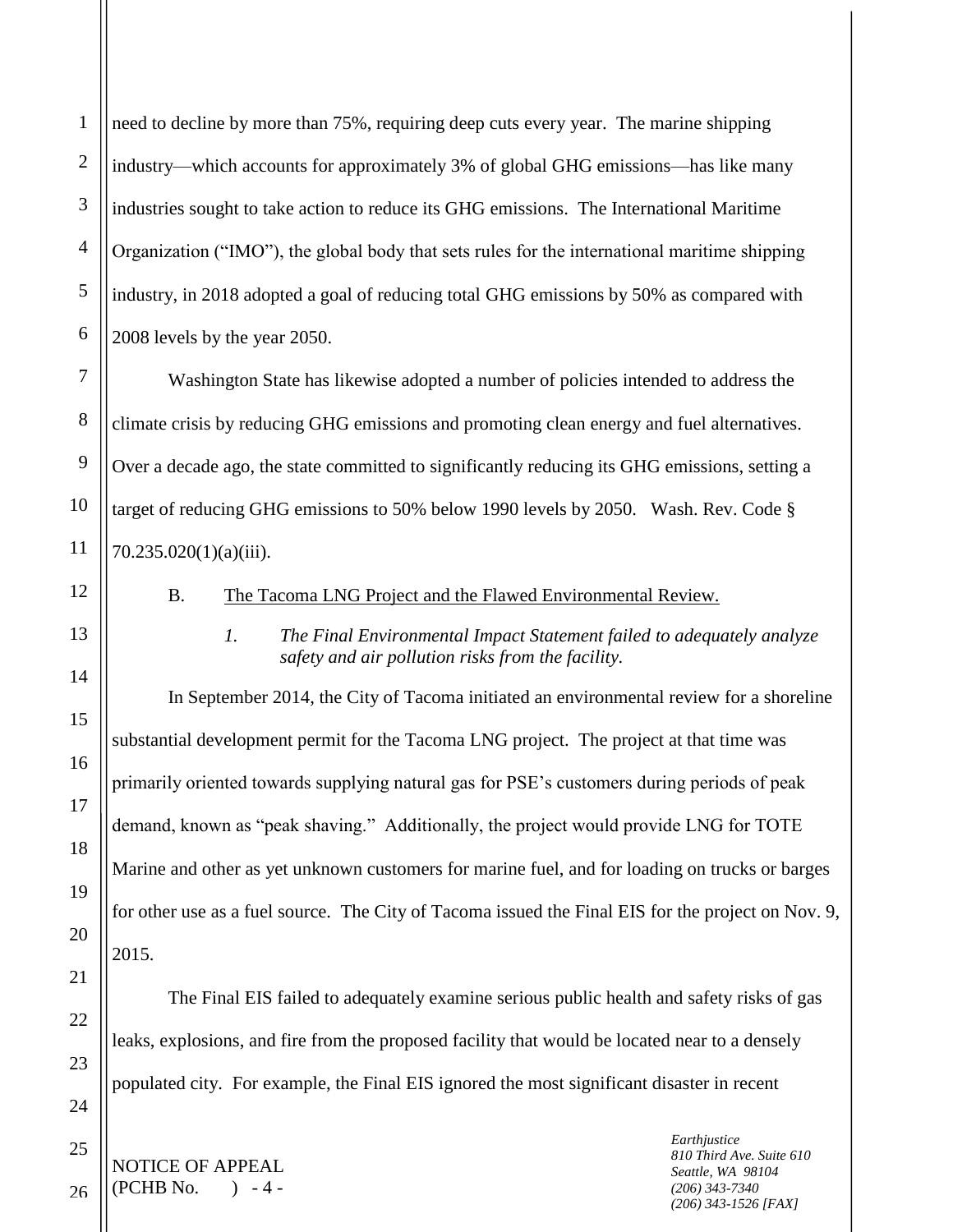need to decline by more than 75%, requiring deep cuts every year. The marine shipping industry—which accounts for approximately 3% of global GHG emissions—has like many industries sought to take action to reduce its GHG emissions. The International Maritime Organization ("IMO"), the global body that sets rules for the international maritime shipping industry, in 2018 adopted a goal of reducing total GHG emissions by 50% as compared with 2008 levels by the year 2050.

Washington State has likewise adopted a number of policies intended to address the climate crisis by reducing GHG emissions and promoting clean energy and fuel alternatives. Over a decade ago, the state committed to significantly reducing its GHG emissions, setting a target of reducing GHG emissions to 50% below 1990 levels by 2050. Wash. Rev. Code § 70.235.020(1)(a)(iii).

B. The Tacoma LNG Project and the Flawed Environmental Review.

*1. The Final Environmental Impact Statement failed to adequately analyze safety and air pollution risks from the facility.*

In September 2014, the City of Tacoma initiated an environmental review for a shoreline substantial development permit for the Tacoma LNG project. The project at that time was primarily oriented towards supplying natural gas for PSE's customers during periods of peak demand, known as "peak shaving." Additionally, the project would provide LNG for TOTE Marine and other as yet unknown customers for marine fuel, and for loading on trucks or barges for other use as a fuel source. The City of Tacoma issued the Final EIS for the project on Nov. 9, 2015.

The Final EIS failed to adequately examine serious public health and safety risks of gas leaks, explosions, and fire from the proposed facility that would be located near to a densely populated city. For example, the Final EIS ignored the most significant disaster in recent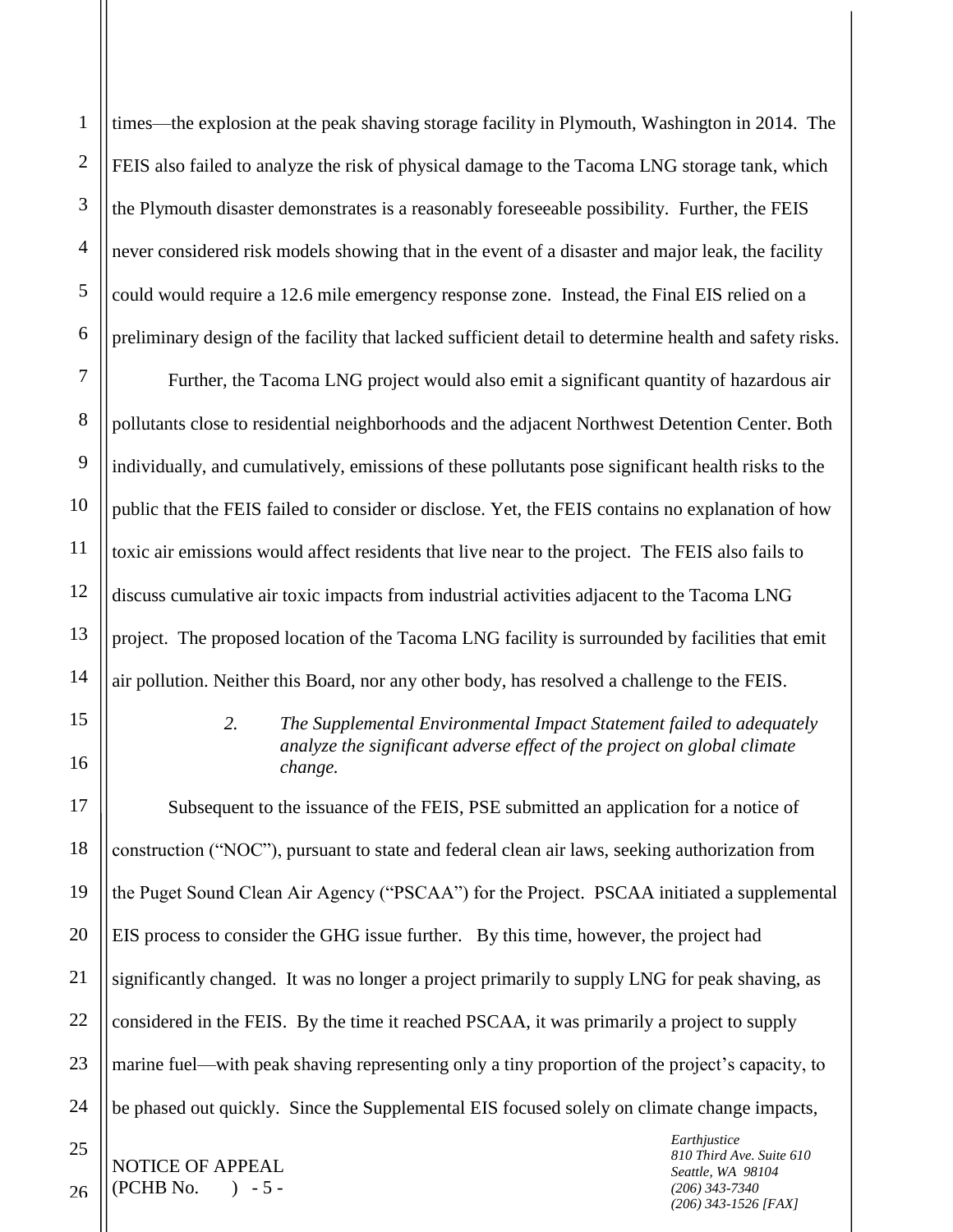times—the explosion at the peak shaving storage facility in Plymouth, Washington in 2014. The FEIS also failed to analyze the risk of physical damage to the Tacoma LNG storage tank, which the Plymouth disaster demonstrates is a reasonably foreseeable possibility. Further, the FEIS never considered risk models showing that in the event of a disaster and major leak, the facility could would require a 12.6 mile emergency response zone. Instead, the Final EIS relied on a preliminary design of the facility that lacked sufficient detail to determine health and safety risks.

Further, the Tacoma LNG project would also emit a significant quantity of hazardous air pollutants close to residential neighborhoods and the adjacent Northwest Detention Center. Both individually, and cumulatively, emissions of these pollutants pose significant health risks to the public that the FEIS failed to consider or disclose. Yet, the FEIS contains no explanation of how toxic air emissions would affect residents that live near to the project. The FEIS also fails to discuss cumulative air toxic impacts from industrial activities adjacent to the Tacoma LNG project. The proposed location of the Tacoma LNG facility is surrounded by facilities that emit air pollution. Neither this Board, nor any other body, has resolved a challenge to the FEIS.

*2. The Supplemental Environmental Impact Statement failed to adequately analyze the significant adverse effect of the project on global climate change.*

Subsequent to the issuance of the FEIS, PSE submitted an application for a notice of construction ("NOC"), pursuant to state and federal clean air laws, seeking authorization from the Puget Sound Clean Air Agency ("PSCAA") for the Project. PSCAA initiated a supplemental EIS process to consider the GHG issue further. By this time, however, the project had significantly changed. It was no longer a project primarily to supply LNG for peak shaving, as considered in the FEIS. By the time it reached PSCAA, it was primarily a project to supply marine fuel—with peak shaving representing only a tiny proportion of the project's capacity, to be phased out quickly. Since the Supplemental EIS focused solely on climate change impacts,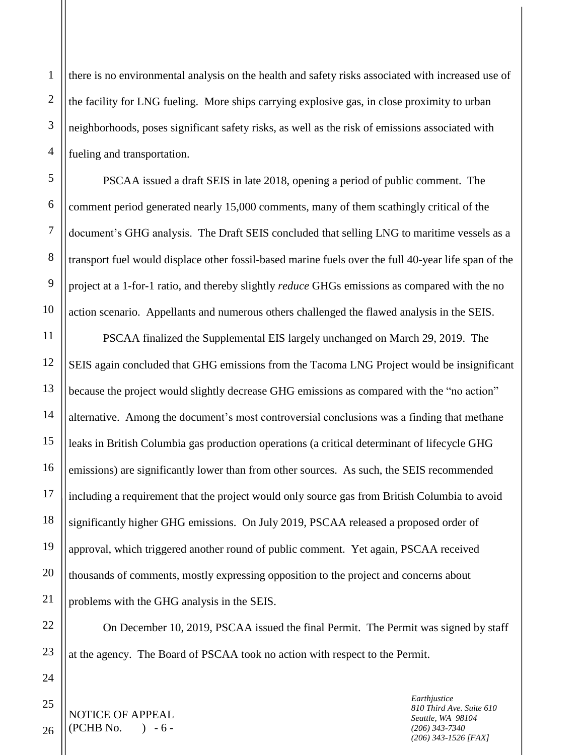there is no environmental analysis on the health and safety risks associated with increased use of the facility for LNG fueling. More ships carrying explosive gas, in close proximity to urban neighborhoods, poses significant safety risks, as well as the risk of emissions associated with fueling and transportation.

PSCAA issued a draft SEIS in late 2018, opening a period of public comment. The comment period generated nearly 15,000 comments, many of them scathingly critical of the document's GHG analysis. The Draft SEIS concluded that selling LNG to maritime vessels as a transport fuel would displace other fossil-based marine fuels over the full 40-year life span of the project at a 1-for-1 ratio, and thereby slightly *reduce* GHGs emissions as compared with the no action scenario. Appellants and numerous others challenged the flawed analysis in the SEIS.

PSCAA finalized the Supplemental EIS largely unchanged on March 29, 2019. The SEIS again concluded that GHG emissions from the Tacoma LNG Project would be insignificant because the project would slightly decrease GHG emissions as compared with the "no action" alternative. Among the document's most controversial conclusions was a finding that methane leaks in British Columbia gas production operations (a critical determinant of lifecycle GHG emissions) are significantly lower than from other sources. As such, the SEIS recommended including a requirement that the project would only source gas from British Columbia to avoid significantly higher GHG emissions. On July 2019, PSCAA released a proposed order of approval, which triggered another round of public comment. Yet again, PSCAA received thousands of comments, mostly expressing opposition to the project and concerns about problems with the GHG analysis in the SEIS.

On December 10, 2019, PSCAA issued the final Permit. The Permit was signed by staff at the agency. The Board of PSCAA took no action with respect to the Permit.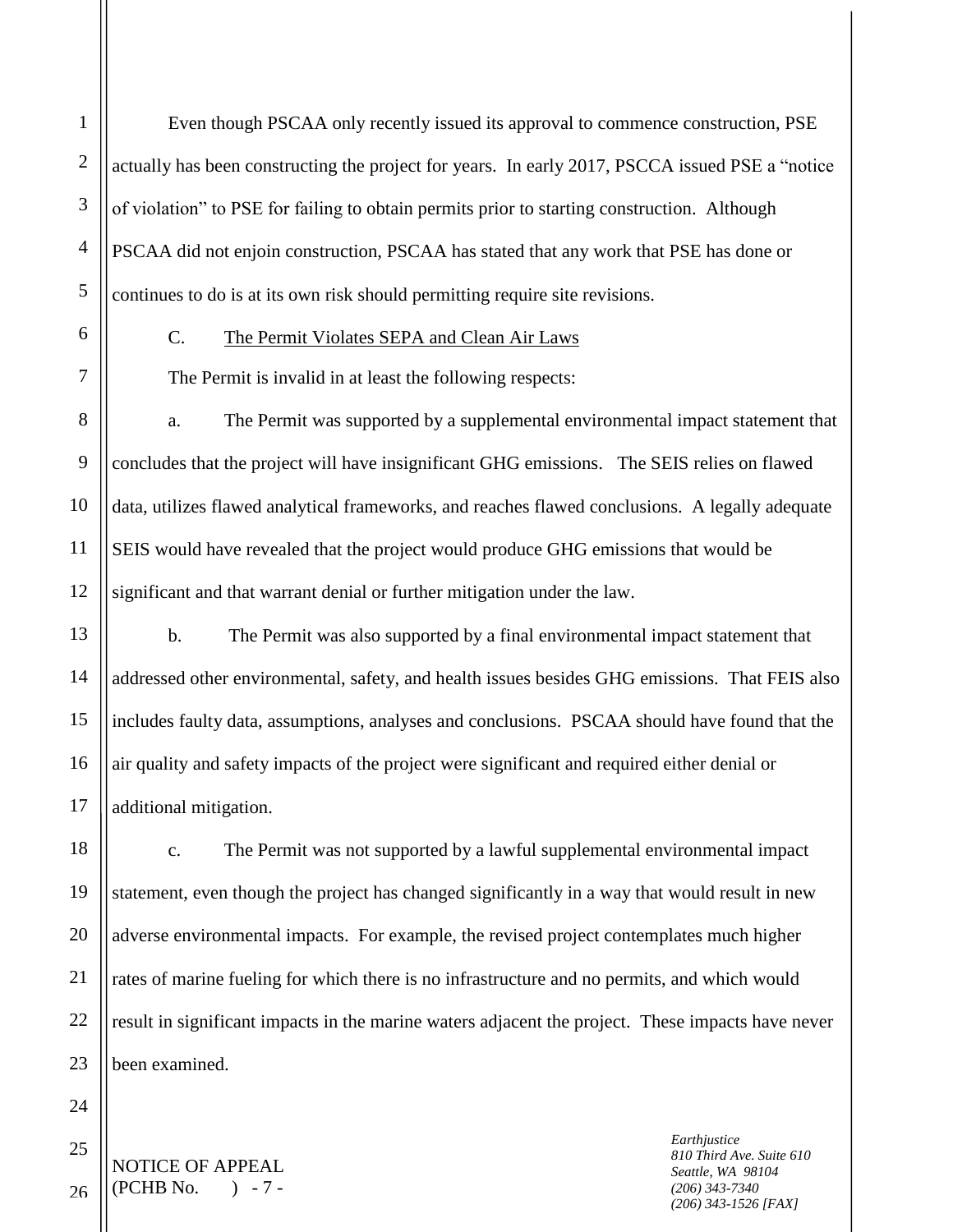Even though PSCAA only recently issued its approval to commence construction, PSE actually has been constructing the project for years. In early 2017, PSCCA issued PSE a "notice of violation" to PSE for failing to obtain permits prior to starting construction. Although PSCAA did not enjoin construction, PSCAA has stated that any work that PSE has done or continues to do is at its own risk should permitting require site revisions.

C. The Permit Violates SEPA and Clean Air Laws

The Permit is invalid in at least the following respects:

a. The Permit was supported by a supplemental environmental impact statement that concludes that the project will have insignificant GHG emissions. The SEIS relies on flawed data, utilizes flawed analytical frameworks, and reaches flawed conclusions. A legally adequate SEIS would have revealed that the project would produce GHG emissions that would be significant and that warrant denial or further mitigation under the law.

b. The Permit was also supported by a final environmental impact statement that addressed other environmental, safety, and health issues besides GHG emissions. That FEIS also includes faulty data, assumptions, analyses and conclusions. PSCAA should have found that the air quality and safety impacts of the project were significant and required either denial or additional mitigation.

c. The Permit was not supported by a lawful supplemental environmental impact statement, even though the project has changed significantly in a way that would result in new adverse environmental impacts. For example, the revised project contemplates much higher rates of marine fueling for which there is no infrastructure and no permits, and which would result in significant impacts in the marine waters adjacent the project. These impacts have never been examined.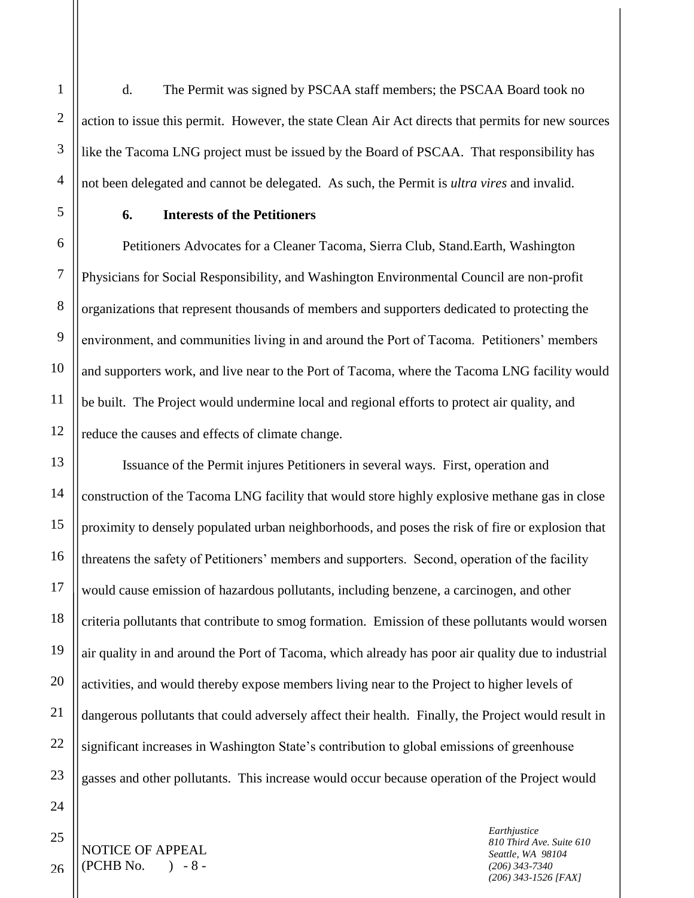d. The Permit was signed by PSCAA staff members; the PSCAA Board took no action to issue this permit. However, the state Clean Air Act directs that permits for new sources like the Tacoma LNG project must be issued by the Board of PSCAA. That responsibility has not been delegated and cannot be delegated. As such, the Permit is *ultra vires* and invalid.

**6. Interests of the Petitioners**

Petitioners Advocates for a Cleaner Tacoma, Sierra Club, Stand.Earth, Washington Physicians for Social Responsibility, and Washington Environmental Council are non-profit organizations that represent thousands of members and supporters dedicated to protecting the environment, and communities living in and around the Port of Tacoma. Petitioners' members and supporters work, and live near to the Port of Tacoma, where the Tacoma LNG facility would be built. The Project would undermine local and regional efforts to protect air quality, and reduce the causes and effects of climate change.

Issuance of the Permit injures Petitioners in several ways. First, operation and construction of the Tacoma LNG facility that would store highly explosive methane gas in close proximity to densely populated urban neighborhoods, and poses the risk of fire or explosion that threatens the safety of Petitioners' members and supporters. Second, operation of the facility would cause emission of hazardous pollutants, including benzene, a carcinogen, and other criteria pollutants that contribute to smog formation. Emission of these pollutants would worsen air quality in and around the Port of Tacoma, which already has poor air quality due to industrial activities, and would thereby expose members living near to the Project to higher levels of dangerous pollutants that could adversely affect their health. Finally, the Project would result in significant increases in Washington State's contribution to global emissions of greenhouse gasses and other pollutants. This increase would occur because operation of the Project would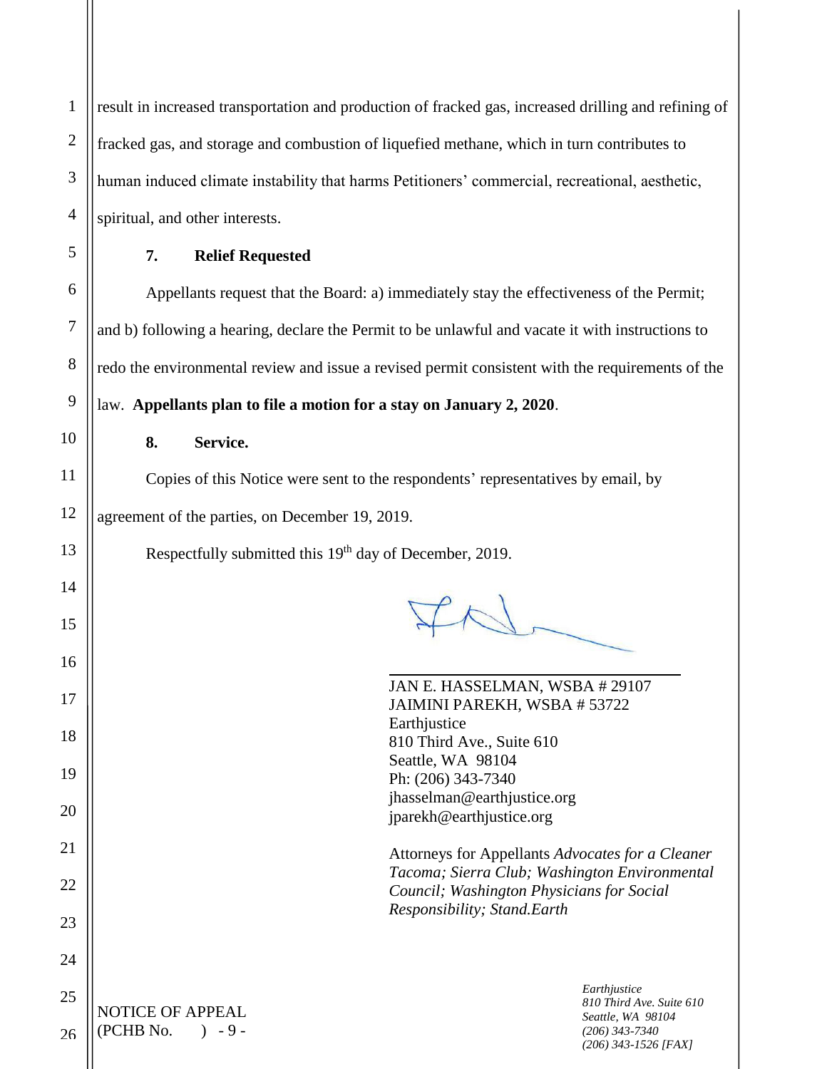result in increased transportation and production of fracked gas, increased drilling and refining of fracked gas, and storage and combustion of liquefied methane, which in turn contributes to human induced climate instability that harms Petitioners' commercial, recreational, aesthetic, spiritual, and other interests.

**7. Relief Requested**

Appellants request that the Board: a) immediately stay the effectiveness of the Permit; and b) following a hearing, declare the Permit to be unlawful and vacate it with instructions to redo the environmental review and issue a revised permit consistent with the requirements of the law. **Appellants plan to file a motion for a stay on January 2, 2020**.

**8. Service.**

Copies of this Notice were sent to the respondents' representatives by email, by agreement of the parties, on December 19, 2019.

Respectfully submitted this 19th day of December, 2019.

JAN E. HASSELMAN, WSBA # 29107
JAIMINI PAREKH, WSBA # 53722
Earthjustice
810 Third Ave., Suite 610
Seattle, WA 98104
Ph: (206) 343-7340
jhasselman@earthjustice.org
jparekh@earthjustice.org

Attorneys for Appellants *Advocates for a Cleaner Tacoma; Sierra Club; Washington Environmental Council; Washington Physicians for Social Responsibility; Stand.Earth*